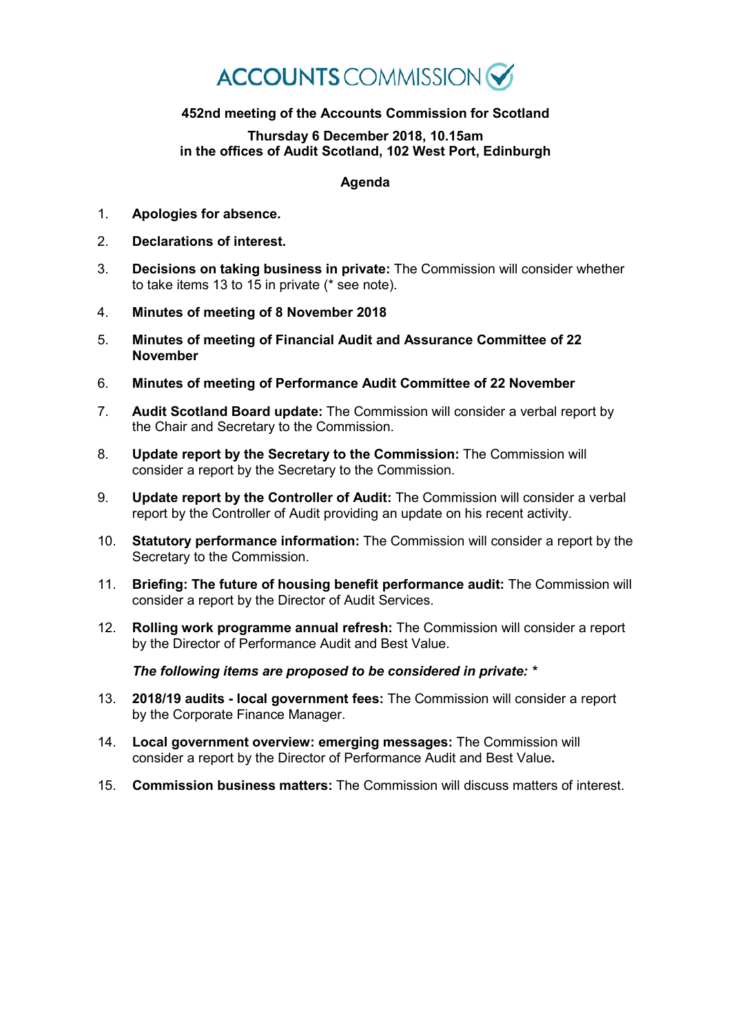# ACCOUNTS COMMISSION

**452nd meeting of the Accounts Commission for Scotland**

**Thursday 6 December 2018, 10.15am**
**in the offices of Audit Scotland, 102 West Port, Edinburgh**

**Agenda**

1. **Apologies for absence.**
2. **Declarations of interest.**
3. **Decisions on taking business in private:** The Commission will consider whether to take items 13 to 15 in private (* see note).
4. **Minutes of meeting of 8 November 2018**
5. **Minutes of meeting of Financial Audit and Assurance Committee of 22 November**
6. **Minutes of meeting of Performance Audit Committee of 22 November**
7. **Audit Scotland Board update:** The Commission will consider a verbal report by the Chair and Secretary to the Commission.
8. **Update report by the Secretary to the Commission:** The Commission will consider a report by the Secretary to the Commission.
9. **Update report by the Controller of Audit:** The Commission will consider a verbal report by the Controller of Audit providing an update on his recent activity.
10. **Statutory performance information:** The Commission will consider a report by the Secretary to the Commission.
11. **Briefing: The future of housing benefit performance audit:** The Commission will consider a report by the Director of Audit Services.
12. **Rolling work programme annual refresh:** The Commission will consider a report by the Director of Performance Audit and Best Value.

***The following items are proposed to be considered in private: ****

13. **2018/19 audits - local government fees:** The Commission will consider a report by the Corporate Finance Manager.
14. **Local government overview: emerging messages:** The Commission will consider a report by the Director of Performance Audit and Best Value**.**
15. **Commission business matters:** The Commission will discuss matters of interest.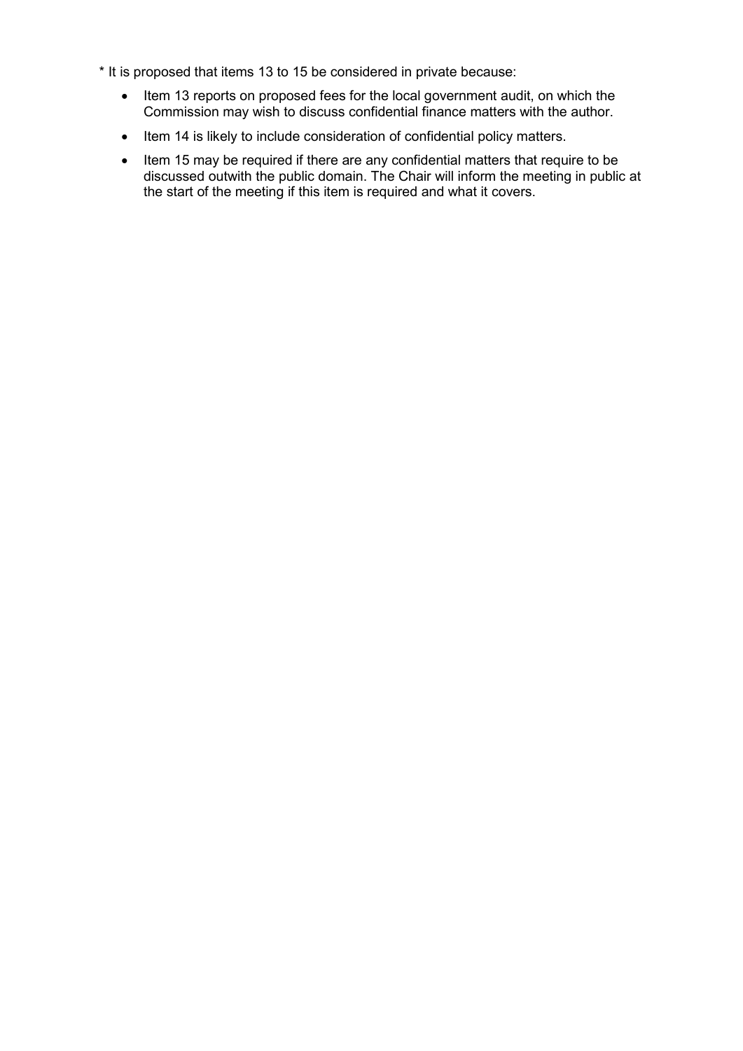* It is proposed that items 13 to 15 be considered in private because:

- Item 13 reports on proposed fees for the local government audit, on which the Commission may wish to discuss confidential finance matters with the author.
- Item 14 is likely to include consideration of confidential policy matters.
- Item 15 may be required if there are any confidential matters that require to be discussed outwith the public domain. The Chair will inform the meeting in public at the start of the meeting if this item is required and what it covers.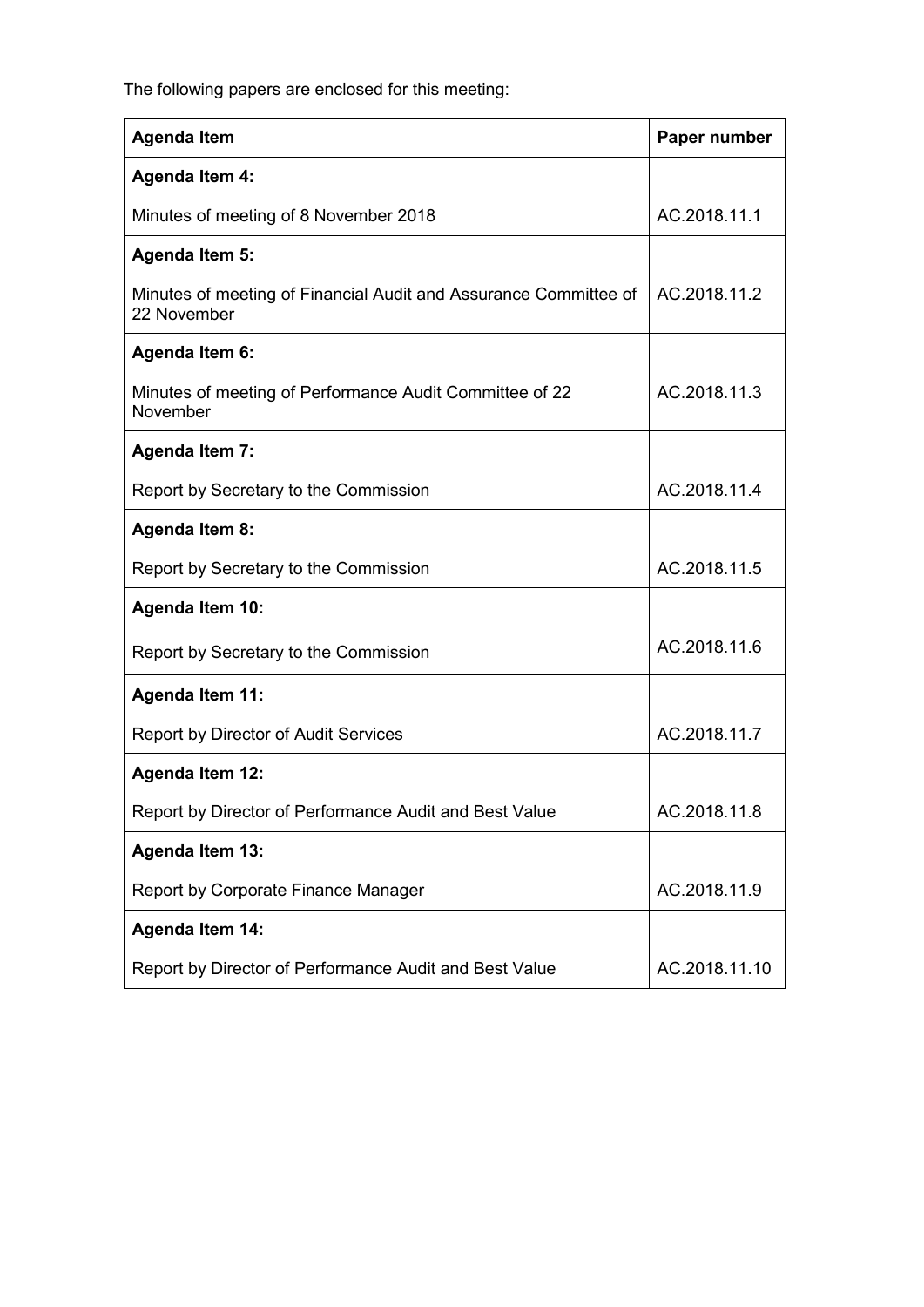The following papers are enclosed for this meeting:

| Agenda Item | Paper number |
|---|---|
| **Agenda Item 4:**<br>Minutes of meeting of 8 November 2018 | AC.2018.11.1 |
| **Agenda Item 5:**<br>Minutes of meeting of Financial Audit and Assurance Committee of 22 November | AC.2018.11.2 |
| **Agenda Item 6:**<br>Minutes of meeting of Performance Audit Committee of 22 November | AC.2018.11.3 |
| **Agenda Item 7:**<br>Report by Secretary to the Commission | AC.2018.11.4 |
| **Agenda Item 8:**<br>Report by Secretary to the Commission | AC.2018.11.5 |
| **Agenda Item 10:**<br>Report by Secretary to the Commission | AC.2018.11.6 |
| **Agenda Item 11:**<br>Report by Director of Audit Services | AC.2018.11.7 |
| **Agenda Item 12:**<br>Report by Director of Performance Audit and Best Value | AC.2018.11.8 |
| **Agenda Item 13:**<br>Report by Corporate Finance Manager | AC.2018.11.9 |
| **Agenda Item 14:**<br>Report by Director of Performance Audit and Best Value | AC.2018.11.10 |